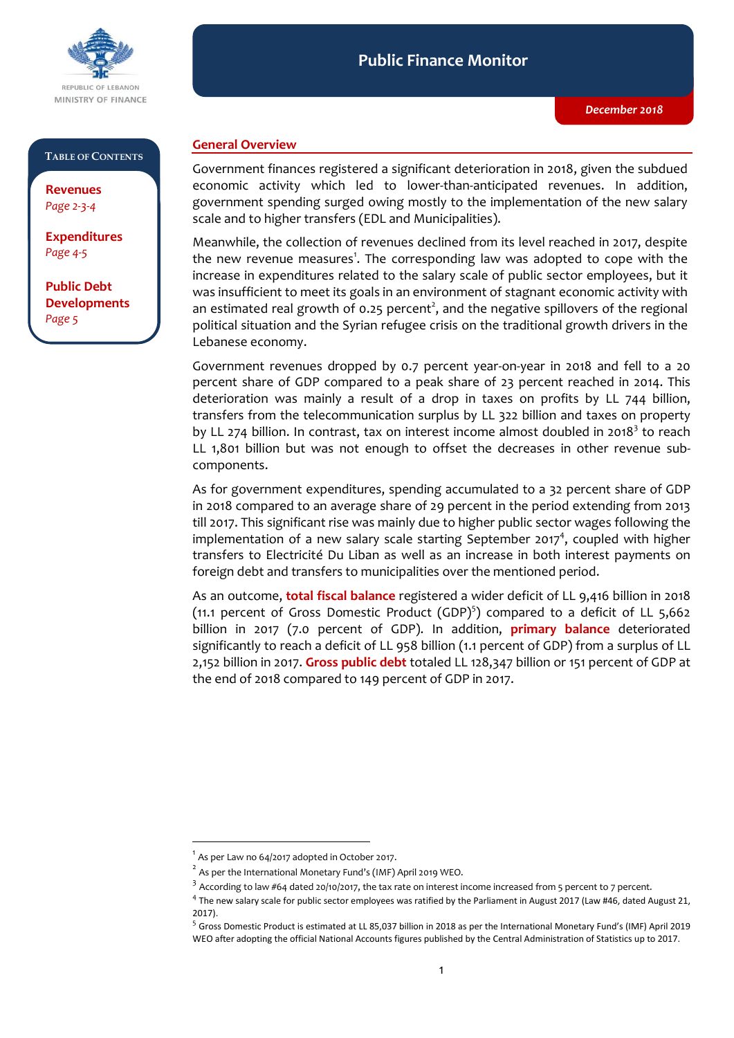REPUBLIC OF LEBANON
MINISTRY OF FINANCE

# Public Finance Monitor

*December 2018*

**TABLE OF CONTENTS**

**Revenues**
*Page 2-3-4*

**Expenditures**
*Page 4-5*

**Public Debt Developments**
*Page 5*

## General Overview

Government finances registered a significant deterioration in 2018, given the subdued economic activity which led to lower-than-anticipated revenues. In addition, government spending surged owing mostly to the implementation of the new salary scale and to higher transfers (EDL and Municipalities).

Meanwhile, the collection of revenues declined from its level reached in 2017, despite the new revenue measures[1]. The corresponding law was adopted to cope with the increase in expenditures related to the salary scale of public sector employees, but it was insufficient to meet its goals in an environment of stagnant economic activity with an estimated real growth of 0.25 percent[2], and the negative spillovers of the regional political situation and the Syrian refugee crisis on the traditional growth drivers in the Lebanese economy.

Government revenues dropped by 0.7 percent year-on-year in 2018 and fell to a 20 percent share of GDP compared to a peak share of 23 percent reached in 2014. This deterioration was mainly a result of a drop in taxes on profits by LL 744 billion, transfers from the telecommunication surplus by LL 322 billion and taxes on property by LL 274 billion. In contrast, tax on interest income almost doubled in 2018[3] to reach LL 1,801 billion but was not enough to offset the decreases in other revenue sub-components.

As for government expenditures, spending accumulated to a 32 percent share of GDP in 2018 compared to an average share of 29 percent in the period extending from 2013 till 2017. This significant rise was mainly due to higher public sector wages following the implementation of a new salary scale starting September 2017[4], coupled with higher transfers to Electricité Du Liban as well as an increase in both interest payments on foreign debt and transfers to municipalities over the mentioned period.

As an outcome, **total fiscal balance** registered a wider deficit of LL 9,416 billion in 2018 (11.1 percent of Gross Domestic Product (GDP)[5]) compared to a deficit of LL 5,662 billion in 2017 (7.0 percent of GDP). In addition, **primary balance** deteriorated significantly to reach a deficit of LL 958 billion (1.1 percent of GDP) from a surplus of LL 2,152 billion in 2017. **Gross public debt** totaled LL 128,347 billion or 151 percent of GDP at the end of 2018 compared to 149 percent of GDP in 2017.

---

[1] As per Law no 64/2017 adopted in October 2017.

[2] As per the International Monetary Fund's (IMF) April 2019 WEO.

[3] According to law #64 dated 20/10/2017, the tax rate on interest income increased from 5 percent to 7 percent.

[4] The new salary scale for public sector employees was ratified by the Parliament in August 2017 (Law #46, dated August 21, 2017).

[5] Gross Domestic Product is estimated at LL 85,037 billion in 2018 as per the International Monetary Fund's (IMF) April 2019 WEO after adopting the official National Accounts figures published by the Central Administration of Statistics up to 2017.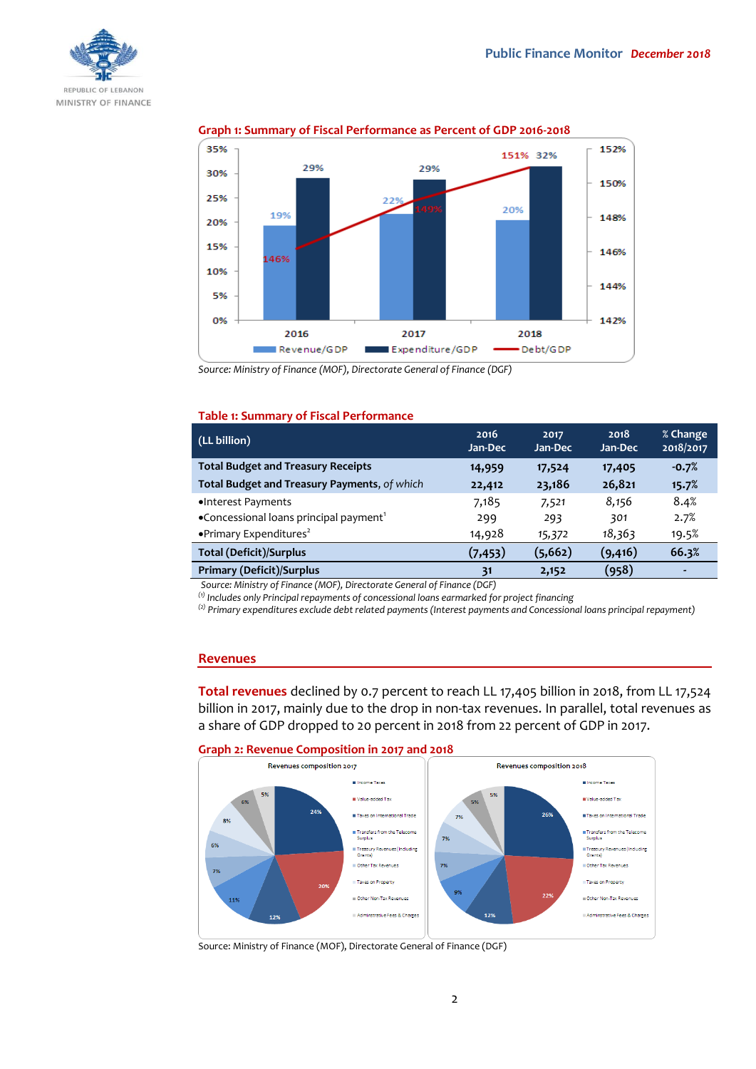**Graph 1: Summary of Fiscal Performance as Percent of GDP 2016-2018**

Source: Ministry of Finance (MOF), Directorate General of Finance (DGF)

**Table 1: Summary of Fiscal Performance**

| (LL billion) | 2016 Jan-Dec | 2017 Jan-Dec | 2018 Jan-Dec | % Change 2018/2017 |
|---|---|---|---|---|
| **Total Budget and Treasury Receipts** | **14,959** | **17,524** | **17,405** | **-0.7%** |
| **Total Budget and Treasury Payments,** *of which* | **22,412** | **23,186** | **26,821** | **15.7%** |
| •Interest Payments | 7,185 | 7,521 | 8,156 | 8.4% |
| •Concessional loans principal payment[1] | 299 | 293 | 301 | 2.7% |
| •Primary Expenditures[2] | 14,928 | 15,372 | 18,363 | 19.5% |
| **Total (Deficit)/Surplus** | **(7,453)** | **(5,662)** | **(9,416)** | **66.3%** |
| **Primary (Deficit)/Surplus** | **31** | **2,152** | **(958)** | **-** |

*Source: Ministry of Finance (MOF), Directorate General of Finance (DGF)*

*(1) Includes only Principal repayments of concessional loans earmarked for project financing*

*(2) Primary expenditures exclude debt related payments (Interest payments and Concessional loans principal repayment)*

## Revenues

**Total revenues** declined by 0.7 percent to reach LL 17,405 billion in 2018, from LL 17,524 billion in 2017, mainly due to the drop in non-tax revenues. In parallel, total revenues as a share of GDP dropped to 20 percent in 2018 from 22 percent of GDP in 2017.

**Graph 2: Revenue Composition in 2017 and 2018**

Source: Ministry of Finance (MOF), Directorate General of Finance (DGF)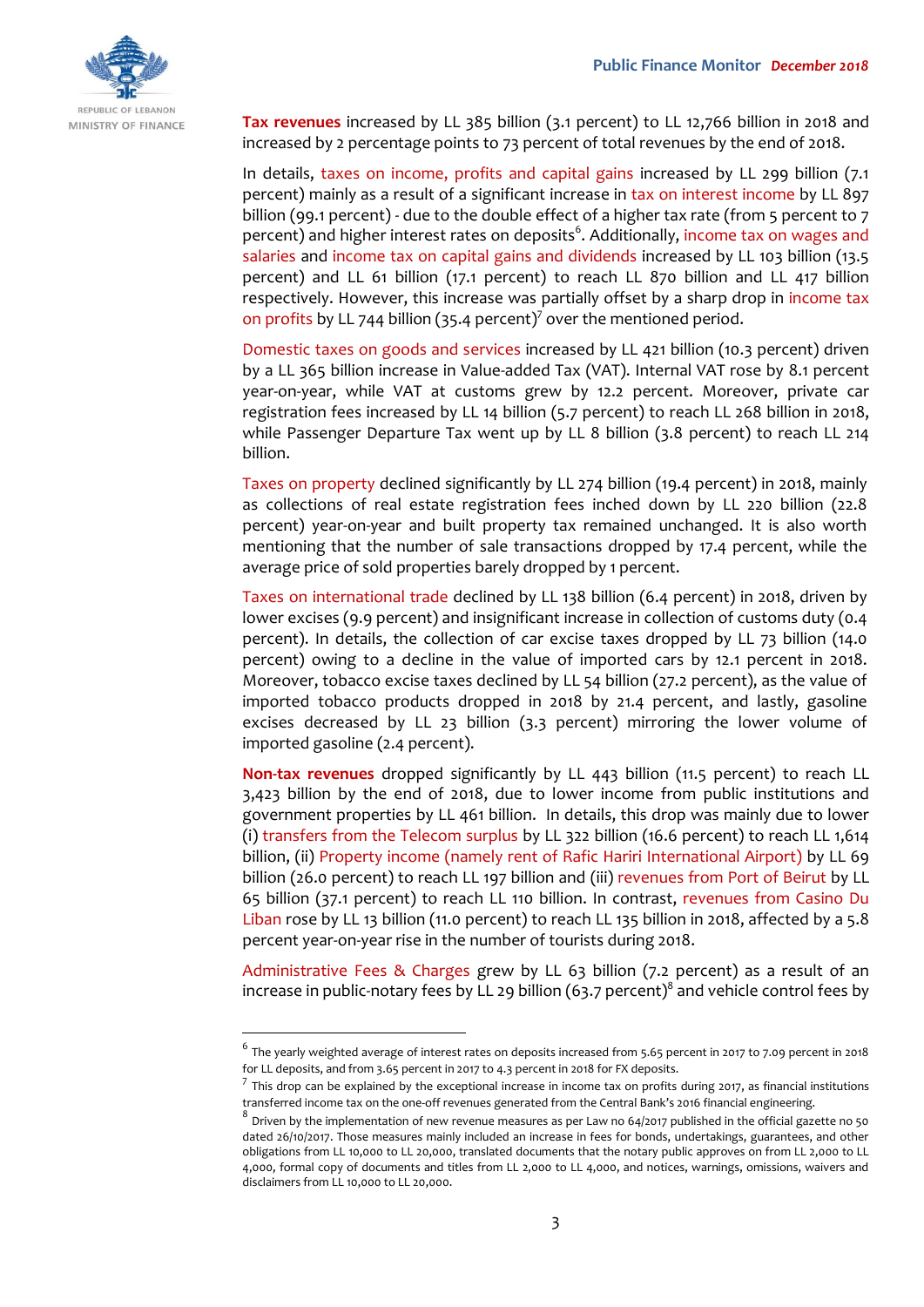**Tax revenues** increased by LL 385 billion (3.1 percent) to LL 12,766 billion in 2018 and increased by 2 percentage points to 73 percent of total revenues by the end of 2018.

In details, taxes on income, profits and capital gains increased by LL 299 billion (7.1 percent) mainly as a result of a significant increase in tax on interest income by LL 897 billion (99.1 percent) - due to the double effect of a higher tax rate (from 5 percent to 7 percent) and higher interest rates on deposits[6]. Additionally, income tax on wages and salaries and income tax on capital gains and dividends increased by LL 103 billion (13.5 percent) and LL 61 billion (17.1 percent) to reach LL 870 billion and LL 417 billion respectively. However, this increase was partially offset by a sharp drop in income tax on profits by LL 744 billion (35.4 percent)[7] over the mentioned period.

Domestic taxes on goods and services increased by LL 421 billion (10.3 percent) driven by a LL 365 billion increase in Value-added Tax (VAT). Internal VAT rose by 8.1 percent year-on-year, while VAT at customs grew by 12.2 percent. Moreover, private car registration fees increased by LL 14 billion (5.7 percent) to reach LL 268 billion in 2018, while Passenger Departure Tax went up by LL 8 billion (3.8 percent) to reach LL 214 billion.

Taxes on property declined significantly by LL 274 billion (19.4 percent) in 2018, mainly as collections of real estate registration fees inched down by LL 220 billion (22.8 percent) year-on-year and built property tax remained unchanged. It is also worth mentioning that the number of sale transactions dropped by 17.4 percent, while the average price of sold properties barely dropped by 1 percent.

Taxes on international trade declined by LL 138 billion (6.4 percent) in 2018, driven by lower excises (9.9 percent) and insignificant increase in collection of customs duty (0.4 percent). In details, the collection of car excise taxes dropped by LL 73 billion (14.0 percent) owing to a decline in the value of imported cars by 12.1 percent in 2018. Moreover, tobacco excise taxes declined by LL 54 billion (27.2 percent), as the value of imported tobacco products dropped in 2018 by 21.4 percent, and lastly, gasoline excises decreased by LL 23 billion (3.3 percent) mirroring the lower volume of imported gasoline (2.4 percent).

**Non-tax revenues** dropped significantly by LL 443 billion (11.5 percent) to reach LL 3,423 billion by the end of 2018, due to lower income from public institutions and government properties by LL 461 billion. In details, this drop was mainly due to lower (i) transfers from the Telecom surplus by LL 322 billion (16.6 percent) to reach LL 1,614 billion, (ii) Property income (namely rent of Rafic Hariri International Airport) by LL 69 billion (26.0 percent) to reach LL 197 billion and (iii) revenues from Port of Beirut by LL 65 billion (37.1 percent) to reach LL 110 billion. In contrast, revenues from Casino Du Liban rose by LL 13 billion (11.0 percent) to reach LL 135 billion in 2018, affected by a 5.8 percent year-on-year rise in the number of tourists during 2018.

Administrative Fees & Charges grew by LL 63 billion (7.2 percent) as a result of an increase in public-notary fees by LL 29 billion (63.7 percent)[8] and vehicle control fees by

---

[6] The yearly weighted average of interest rates on deposits increased from 5.65 percent in 2017 to 7.09 percent in 2018 for LL deposits, and from 3.65 percent in 2017 to 4.3 percent in 2018 for FX deposits.

[7] This drop can be explained by the exceptional increase in income tax on profits during 2017, as financial institutions transferred income tax on the one-off revenues generated from the Central Bank's 2016 financial engineering.

[8] Driven by the implementation of new revenue measures as per Law no 64/2017 published in the official gazette no 50 dated 26/10/2017. Those measures mainly included an increase in fees for bonds, undertakings, guarantees, and other obligations from LL 10,000 to LL 20,000, translated documents that the notary public approves on from LL 2,000 to LL 4,000, formal copy of documents and titles from LL 2,000 to LL 4,000, and notices, warnings, omissions, waivers and disclaimers from LL 10,000 to LL 20,000.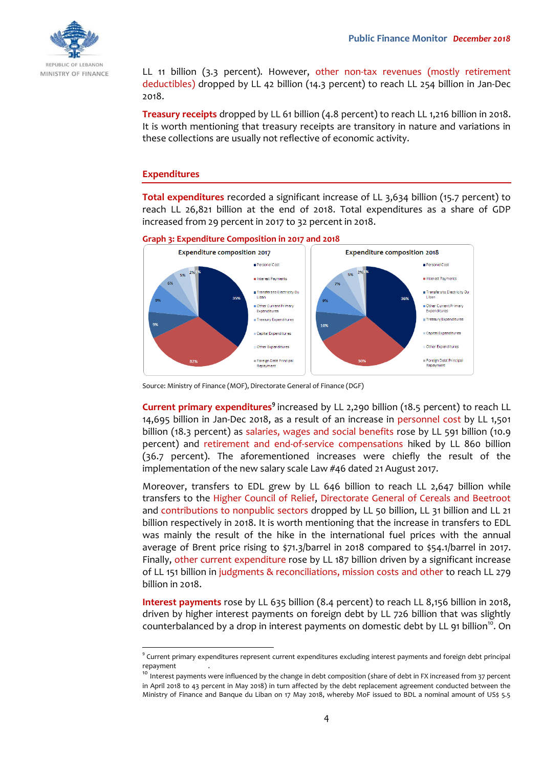LL 11 billion (3.3 percent). However, other non-tax revenues (mostly retirement deductibles) dropped by LL 42 billion (14.3 percent) to reach LL 254 billion in Jan-Dec 2018.

**Treasury receipts** dropped by LL 61 billion (4.8 percent) to reach LL 1,216 billion in 2018. It is worth mentioning that treasury receipts are transitory in nature and variations in these collections are usually not reflective of economic activity.

## Expenditures

**Total expenditures** recorded a significant increase of LL 3,634 billion (15.7 percent) to reach LL 26,821 billion at the end of 2018. Total expenditures as a share of GDP increased from 29 percent in 2017 to 32 percent in 2018.

**Graph 3: Expenditure Composition in 2017 and 2018**

Source: Ministry of Finance (MOF), Directorate General of Finance (DGF)

**Current primary expenditures**[9] increased by LL 2,290 billion (18.5 percent) to reach LL 14,695 billion in Jan-Dec 2018, as a result of an increase in personnel cost by LL 1,501 billion (18.3 percent) as salaries, wages and social benefits rose by LL 591 billion (10.9 percent) and retirement and end-of-service compensations hiked by LL 860 billion (36.7 percent). The aforementioned increases were chiefly the result of the implementation of the new salary scale Law #46 dated 21 August 2017.

Moreover, transfers to EDL grew by LL 646 billion to reach LL 2,647 billion while transfers to the Higher Council of Relief, Directorate General of Cereals and Beetroot and contributions to nonpublic sectors dropped by LL 50 billion, LL 31 billion and LL 21 billion respectively in 2018. It is worth mentioning that the increase in transfers to EDL was mainly the result of the hike in the international fuel prices with the annual average of Brent price rising to $71.3/barrel in 2018 compared to $54.1/barrel in 2017. Finally, other current expenditure rose by LL 187 billion driven by a significant increase of LL 151 billion in judgments & reconciliations, mission costs and other to reach LL 279 billion in 2018.

**Interest payments** rose by LL 635 billion (8.4 percent) to reach LL 8,156 billion in 2018, driven by higher interest payments on foreign debt by LL 726 billion that was slightly counterbalanced by a drop in interest payments on domestic debt by LL 91 billion[10]. On

---

[9] Current primary expenditures represent current expenditures excluding interest payments and foreign debt principal repayment

[10] Interest payments were influenced by the change in debt composition (share of debt in FX increased from 37 percent in April 2018 to 43 percent in May 2018) in turn affected by the debt replacement agreement conducted between the Ministry of Finance and Banque du Liban on 17 May 2018, whereby MoF issued to BDL a nominal amount of US$ 5.5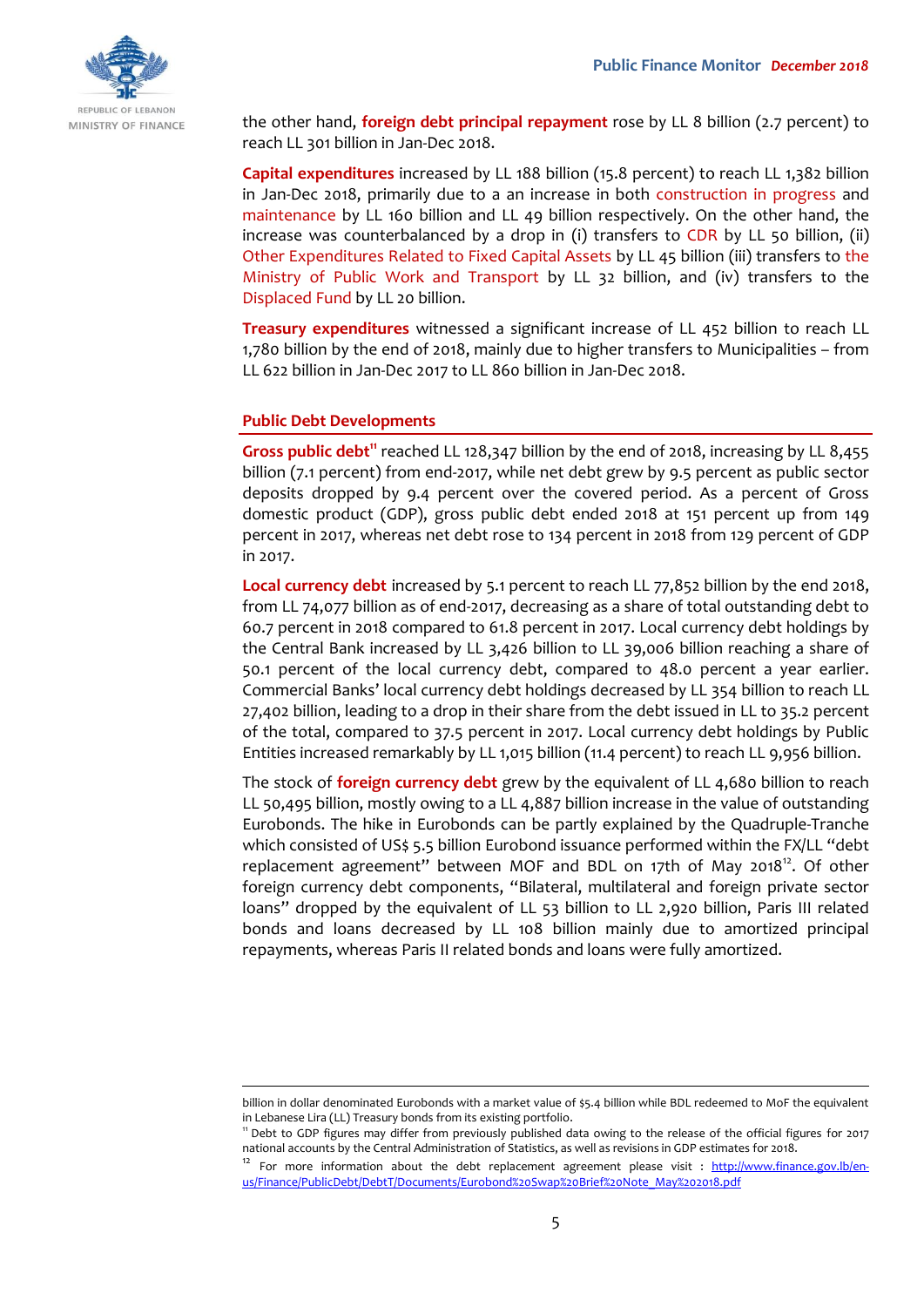the other hand, **foreign debt principal repayment** rose by LL 8 billion (2.7 percent) to reach LL 301 billion in Jan-Dec 2018.

**Capital expenditures** increased by LL 188 billion (15.8 percent) to reach LL 1,382 billion in Jan-Dec 2018, primarily due to a an increase in both construction in progress and maintenance by LL 160 billion and LL 49 billion respectively. On the other hand, the increase was counterbalanced by a drop in (i) transfers to CDR by LL 50 billion, (ii) Other Expenditures Related to Fixed Capital Assets by LL 45 billion (iii) transfers to the Ministry of Public Work and Transport by LL 32 billion, and (iv) transfers to the Displaced Fund by LL 20 billion.

**Treasury expenditures** witnessed a significant increase of LL 452 billion to reach LL 1,780 billion by the end of 2018, mainly due to higher transfers to Municipalities – from LL 622 billion in Jan-Dec 2017 to LL 860 billion in Jan-Dec 2018.

## Public Debt Developments

**Gross public debt**[11] reached LL 128,347 billion by the end of 2018, increasing by LL 8,455 billion (7.1 percent) from end-2017, while net debt grew by 9.5 percent as public sector deposits dropped by 9.4 percent over the covered period. As a percent of Gross domestic product (GDP), gross public debt ended 2018 at 151 percent up from 149 percent in 2017, whereas net debt rose to 134 percent in 2018 from 129 percent of GDP in 2017.

**Local currency debt** increased by 5.1 percent to reach LL 77,852 billion by the end 2018, from LL 74,077 billion as of end-2017, decreasing as a share of total outstanding debt to 60.7 percent in 2018 compared to 61.8 percent in 2017. Local currency debt holdings by the Central Bank increased by LL 3,426 billion to LL 39,006 billion reaching a share of 50.1 percent of the local currency debt, compared to 48.0 percent a year earlier. Commercial Banks' local currency debt holdings decreased by LL 354 billion to reach LL 27,402 billion, leading to a drop in their share from the debt issued in LL to 35.2 percent of the total, compared to 37.5 percent in 2017. Local currency debt holdings by Public Entities increased remarkably by LL 1,015 billion (11.4 percent) to reach LL 9,956 billion.

The stock of **foreign currency debt** grew by the equivalent of LL 4,680 billion to reach LL 50,495 billion, mostly owing to a LL 4,887 billion increase in the value of outstanding Eurobonds. The hike in Eurobonds can be partly explained by the Quadruple-Tranche which consisted of US$ 5.5 billion Eurobond issuance performed within the FX/LL "debt replacement agreement" between MOF and BDL on 17th of May 2018[12]. Of other foreign currency debt components, "Bilateral, multilateral and foreign private sector loans" dropped by the equivalent of LL 53 billion to LL 2,920 billion, Paris III related bonds and loans decreased by LL 108 billion mainly due to amortized principal repayments, whereas Paris II related bonds and loans were fully amortized.

---

billion in dollar denominated Eurobonds with a market value of $5.4 billion while BDL redeemed to MoF the equivalent in Lebanese Lira (LL) Treasury bonds from its existing portfolio.

[11] Debt to GDP figures may differ from previously published data owing to the release of the official figures for 2017 national accounts by the Central Administration of Statistics, as well as revisions in GDP estimates for 2018.

[12] For more information about the debt replacement agreement please visit : http://www.finance.gov.lb/en-us/Finance/PublicDebt/DebtT/Documents/Eurobond%20Swap%20Brief%20Note_May%202018.pdf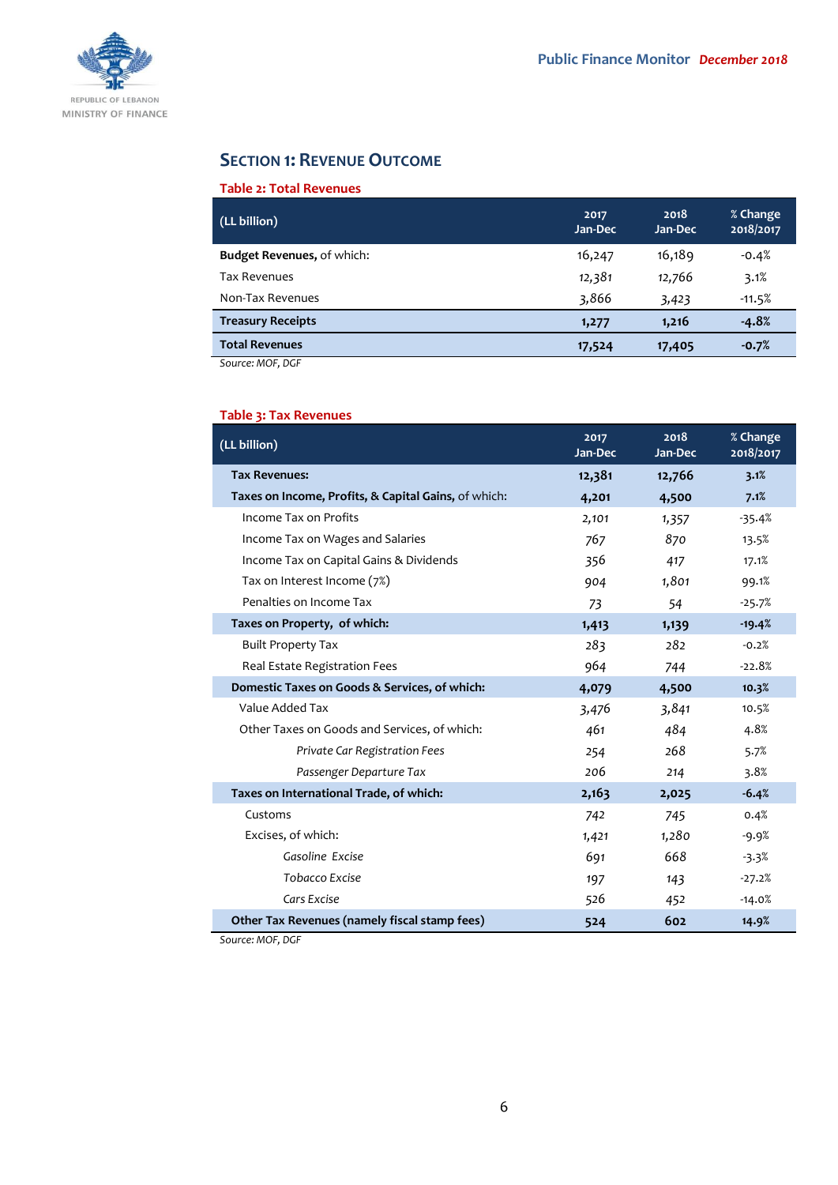## SECTION 1: REVENUE OUTCOME

### Table 2: Total Revenues

| (LL billion) | 2017 Jan-Dec | 2018 Jan-Dec | % Change 2018/2017 |
|---|---|---|---|
| **Budget Revenues,** of which: | 16,247 | 16,189 | -0.4% |
| Tax Revenues | 12,381 | 12,766 | 3.1% |
| Non-Tax Revenues | 3,866 | 3,423 | -11.5% |
| **Treasury Receipts** | **1,277** | **1,216** | **-4.8%** |
| **Total Revenues** | **17,524** | **17,405** | **-0.7%** |

*Source: MOF, DGF*

### Table 3: Tax Revenues

| (LL billion) | 2017 Jan-Dec | 2018 Jan-Dec | % Change 2018/2017 |
|---|---|---|---|
| **Tax Revenues:** | **12,381** | **12,766** | **3.1%** |
| **Taxes on Income, Profits, & Capital Gains,** of which: | **4,201** | **4,500** | **7.1%** |
| Income Tax on Profits | 2,101 | 1,357 | -35.4% |
| Income Tax on Wages and Salaries | 767 | 870 | 13.5% |
| Income Tax on Capital Gains & Dividends | 356 | 417 | 17.1% |
| Tax on Interest Income (7%) | 904 | 1,801 | 99.1% |
| Penalties on Income Tax | 73 | 54 | -25.7% |
| **Taxes on Property, of which:** | **1,413** | **1,139** | **-19.4%** |
| Built Property Tax | 283 | 282 | -0.2% |
| Real Estate Registration Fees | 964 | 744 | -22.8% |
| **Domestic Taxes on Goods & Services, of which:** | **4,079** | **4,500** | **10.3%** |
| Value Added Tax | 3,476 | 3,841 | 10.5% |
| Other Taxes on Goods and Services, of which: | 461 | 484 | 4.8% |
| *Private Car Registration Fees* | 254 | 268 | 5.7% |
| *Passenger Departure Tax* | 206 | 214 | 3.8% |
| **Taxes on International Trade, of which:** | **2,163** | **2,025** | **-6.4%** |
| Customs | 742 | 745 | 0.4% |
| Excises, of which: | 1,421 | 1,280 | -9.9% |
| *Gasoline Excise* | 691 | 668 | -3.3% |
| *Tobacco Excise* | 197 | 143 | -27.2% |
| *Cars Excise* | 526 | 452 | -14.0% |
| **Other Tax Revenues (namely fiscal stamp fees)** | **524** | **602** | **14.9%** |

*Source: MOF, DGF*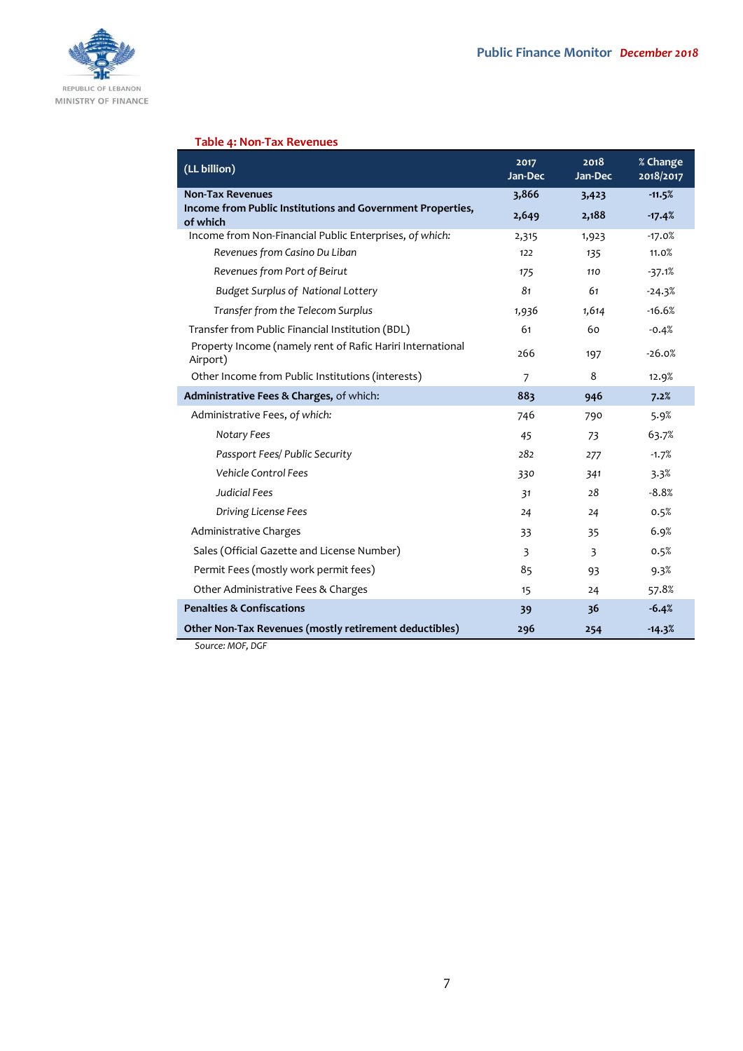**Table 4: Non-Tax Revenues**

| (LL billion) | 2017 Jan-Dec | 2018 Jan-Dec | % Change 2018/2017 |
|---|---|---|---|
| **Non-Tax Revenues** | **3,866** | **3,423** | **-11.5%** |
| **Income from Public Institutions and Government Properties, of which** | **2,649** | **2,188** | **-17.4%** |
| Income from Non-Financial Public Enterprises, *of which:* | 2,315 | 1,923 | -17.0% |
| *Revenues from Casino Du Liban* | 122 | 135 | 11.0% |
| *Revenues from Port of Beirut* | 175 | 110 | -37.1% |
| *Budget Surplus of National Lottery* | 81 | 61 | -24.3% |
| *Transfer from the Telecom Surplus* | 1,936 | 1,614 | -16.6% |
| Transfer from Public Financial Institution (BDL) | 61 | 60 | -0.4% |
| Property Income (namely rent of Rafic Hariri International Airport) | 266 | 197 | -26.0% |
| Other Income from Public Institutions (interests) | 7 | 8 | 12.9% |
| **Administrative Fees & Charges,** of which: | **883** | **946** | **7.2%** |
| Administrative Fees, *of which:* | 746 | 790 | 5.9% |
| *Notary Fees* | 45 | 73 | 63.7% |
| *Passport Fees/ Public Security* | 282 | 277 | -1.7% |
| *Vehicle Control Fees* | 330 | 341 | 3.3% |
| *Judicial Fees* | 31 | 28 | -8.8% |
| *Driving License Fees* | 24 | 24 | 0.5% |
| Administrative Charges | 33 | 35 | 6.9% |
| Sales (Official Gazette and License Number) | 3 | 3 | 0.5% |
| Permit Fees (mostly work permit fees) | 85 | 93 | 9.3% |
| Other Administrative Fees & Charges | 15 | 24 | 57.8% |
| **Penalties & Confiscations** | **39** | **36** | **-6.4%** |
| **Other Non-Tax Revenues (mostly retirement deductibles)** | **296** | **254** | **-14.3%** |

*Source: MOF, DGF*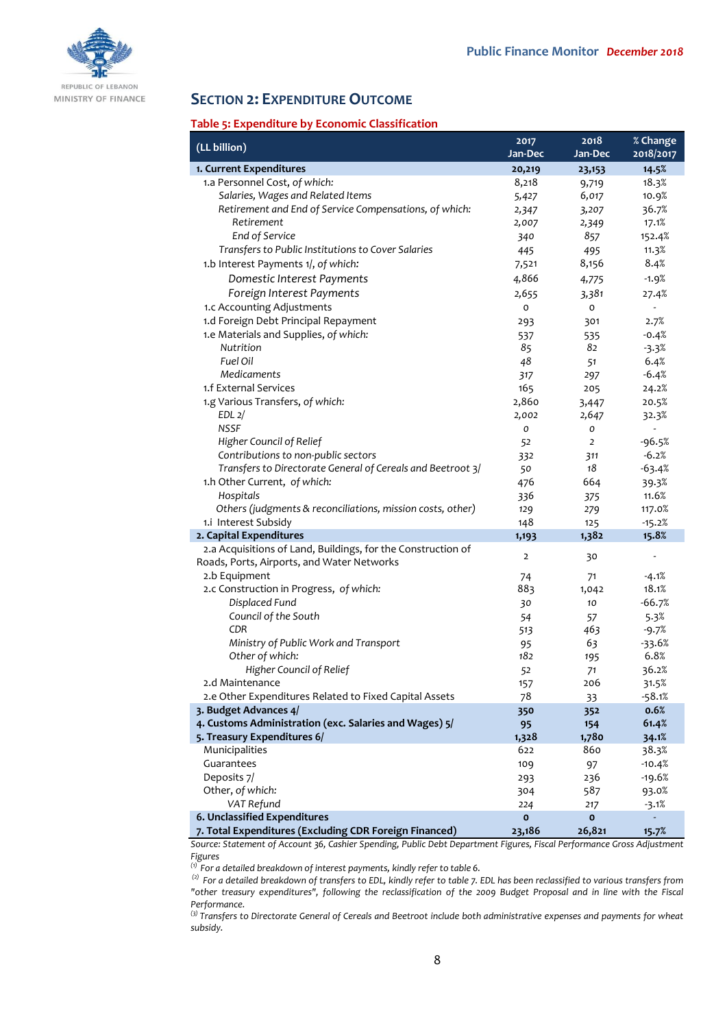## SECTION 2: EXPENDITURE OUTCOME

**Table 5: Expenditure by Economic Classification**

| (LL billion) | 2017 Jan-Dec | 2018 Jan-Dec | % Change 2018/2017 |
|---|---|---|---|
| **1. Current Expenditures** | **20,219** | **23,153** | **14.5%** |
| 1.a Personnel Cost, *of which:* | 8,218 | 9,719 | 18.3% |
| *Salaries, Wages and Related Items* | 5,427 | 6,017 | 10.9% |
| *Retirement and End of Service Compensations, of which:* | 2,347 | 3,207 | 36.7% |
| *Retirement* | 2,007 | 2,349 | 17.1% |
| *End of Service* | 340 | 857 | 152.4% |
| *Transfers to Public Institutions to Cover Salaries* | 445 | 495 | 11.3% |
| 1.b Interest Payments 1/, *of which:* | 7,521 | 8,156 | 8.4% |
| *Domestic Interest Payments* | 4,866 | 4,775 | -1.9% |
| *Foreign Interest Payments* | 2,655 | 3,381 | 27.4% |
| 1.c Accounting Adjustments | 0 | 0 | - |
| 1.d Foreign Debt Principal Repayment | 293 | 301 | 2.7% |
| 1.e Materials and Supplies, *of which:* | 537 | 535 | -0.4% |
| *Nutrition* | 85 | 82 | -3.3% |
| *Fuel Oil* | 48 | 51 | 6.4% |
| *Medicaments* | 317 | 297 | -6.4% |
| 1.f External Services | 165 | 205 | 24.2% |
| 1.g Various Transfers, *of which:* | 2,860 | 3,447 | 20.5% |
| *EDL 2/* | 2,002 | 2,647 | 32.3% |
| *NSSF* | 0 | 0 | - |
| *Higher Council of Relief* | 52 | 2 | -96.5% |
| *Contributions to non-public sectors* | 332 | 311 | -6.2% |
| *Transfers to Directorate General of Cereals and Beetroot 3/* | 50 | 18 | -63.4% |
| 1.h Other Current, *of which:* | 476 | 664 | 39.3% |
| *Hospitals* | 336 | 375 | 11.6% |
| *Others (judgments & reconciliations, mission costs, other)* | 129 | 279 | 117.0% |
| 1.i Interest Subsidy | 148 | 125 | -15.2% |
| **2. Capital Expenditures** | **1,193** | **1,382** | **15.8%** |
| 2.a Acquisitions of Land, Buildings, for the Construction of Roads, Ports, Airports, and Water Networks | 2 | 30 | - |
| 2.b Equipment | 74 | 71 | -4.1% |
| 2.c Construction in Progress, *of which:* | 883 | 1,042 | 18.1% |
| *Displaced Fund* | 30 | 10 | -66.7% |
| *Council of the South* | 54 | 57 | 5.3% |
| *CDR* | 513 | 463 | -9.7% |
| *Ministry of Public Work and Transport* | 95 | 63 | -33.6% |
| *Other of which:* | 182 | 195 | 6.8% |
| *Higher Council of Relief* | 52 | 71 | 36.2% |
| 2.d Maintenance | 157 | 206 | 31.5% |
| 2.e Other Expenditures Related to Fixed Capital Assets | 78 | 33 | -58.1% |
| **3. Budget Advances 4/** | **350** | **352** | **0.6%** |
| **4. Customs Administration (exc. Salaries and Wages) 5/** | **95** | **154** | **61.4%** |
| **5. Treasury Expenditures 6/** | **1,328** | **1,780** | **34.1%** |
| Municipalities | 622 | 860 | 38.3% |
| Guarantees | 109 | 97 | -10.4% |
| Deposits 7/ | 293 | 236 | -19.6% |
| Other, *of which:* | 304 | 587 | 93.0% |
| *VAT Refund* | 224 | 217 | -3.1% |
| **6. Unclassified Expenditures** | **0** | **0** | - |
| **7. Total Expenditures (Excluding CDR Foreign Financed)** | **23,186** | **26,821** | **15.7%** |

*Source: Statement of Account 36, Cashier Spending, Public Debt Department Figures, Fiscal Performance Gross Adjustment Figures*

(1) *For a detailed breakdown of interest payments, kindly refer to table 6.*

(2) *For a detailed breakdown of transfers to EDL, kindly refer to table 7. EDL has been reclassified to various transfers from "other treasury expenditures", following the reclassification of the 2009 Budget Proposal and in line with the Fiscal Performance.*

(3) *Transfers to Directorate General of Cereals and Beetroot include both administrative expenses and payments for wheat subsidy.*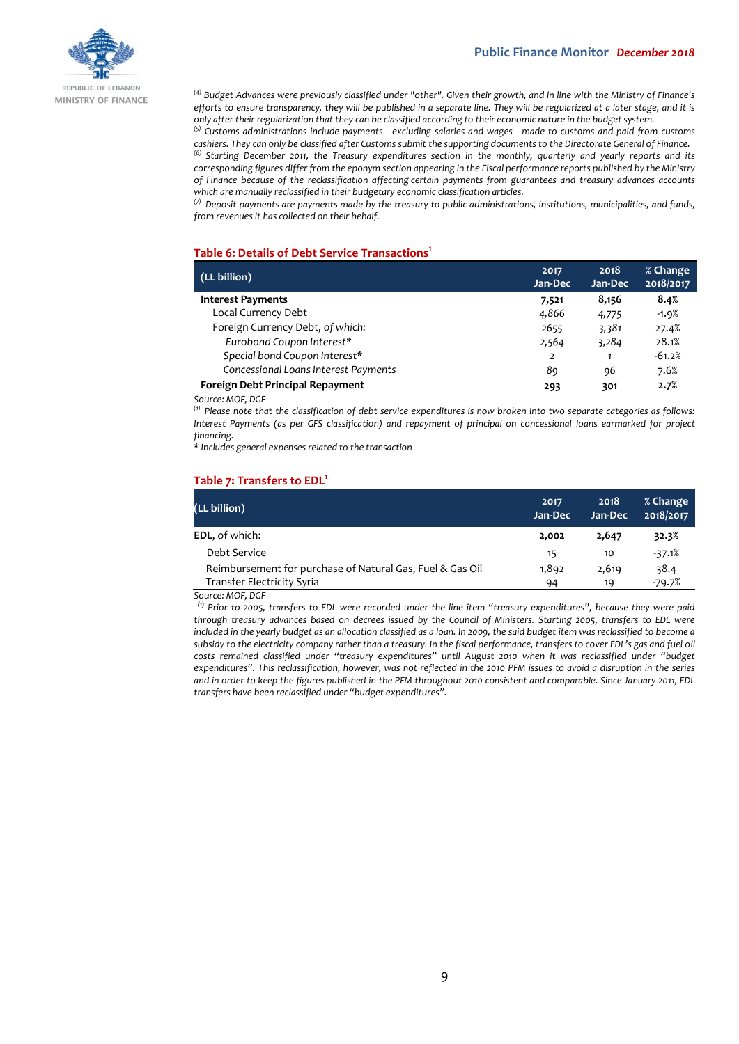[4] *Budget Advances were previously classified under "other". Given their growth, and in line with the Ministry of Finance's efforts to ensure transparency, they will be published in a separate line. They will be regularized at a later stage, and it is only after their regularization that they can be classified according to their economic nature in the budget system.*
[5] *Customs administrations include payments - excluding salaries and wages - made to customs and paid from customs cashiers. They can only be classified after Customs submit the supporting documents to the Directorate General of Finance.*
[6] *Starting December 2011, the Treasury expenditures section in the monthly, quarterly and yearly reports and its corresponding figures differ from the eponym section appearing in the Fiscal performance reports published by the Ministry of Finance because of the reclassification affecting certain payments from guarantees and treasury advances accounts which are manually reclassified in their budgetary economic classification articles.*
[7] *Deposit payments are payments made by the treasury to public administrations, institutions, municipalities, and funds, from revenues it has collected on their behalf.*

## Table 6: Details of Debt Service Transactions[1]

| (LL billion) | 2017 Jan-Dec | 2018 Jan-Dec | % Change 2018/2017 |
|---|---|---|---|
| **Interest Payments** | **7,521** | **8,156** | **8.4%** |
| Local Currency Debt | 4,866 | 4,775 | -1.9% |
| Foreign Currency Debt, *of which:* | 2655 | 3,381 | 27.4% |
| *Eurobond Coupon Interest** | 2,564 | 3,284 | 28.1% |
| *Special bond Coupon Interest** | 2 | 1 | -61.2% |
| *Concessional Loans Interest Payments* | 89 | 96 | 7.6% |
| **Foreign Debt Principal Repayment** | **293** | **301** | **2.7%** |

*Source: MOF, DGF*
[1] *Please note that the classification of debt service expenditures is now broken into two separate categories as follows: Interest Payments (as per GFS classification) and repayment of principal on concessional loans earmarked for project financing.*
** Includes general expenses related to the transaction*

## Table 7: Transfers to EDL[1]

| (LL billion) | 2017 Jan-Dec | 2018 Jan-Dec | % Change 2018/2017 |
|---|---|---|---|
| **EDL**, of which: | **2,002** | **2,647** | **32.3%** |
| Debt Service | 15 | 10 | -37.1% |
| Reimbursement for purchase of Natural Gas, Fuel & Gas Oil | 1,892 | 2,619 | 38.4 |
| Transfer Electricity Syria | 94 | 19 | -79.7% |

*Source: MOF, DGF*
[1] *Prior to 2005, transfers to EDL were recorded under the line item "treasury expenditures", because they were paid through treasury advances based on decrees issued by the Council of Ministers. Starting 2005, transfers to EDL were included in the yearly budget as an allocation classified as a loan. In 2009, the said budget item was reclassified to become a subsidy to the electricity company rather than a treasury. In the fiscal performance, transfers to cover EDL's gas and fuel oil costs remained classified under "treasury expenditures" until August 2010 when it was reclassified under "budget expenditures". This reclassification, however, was not reflected in the 2010 PFM issues to avoid a disruption in the series and in order to keep the figures published in the PFM throughout 2010 consistent and comparable. Since January 2011, EDL transfers have been reclassified under "budget expenditures".*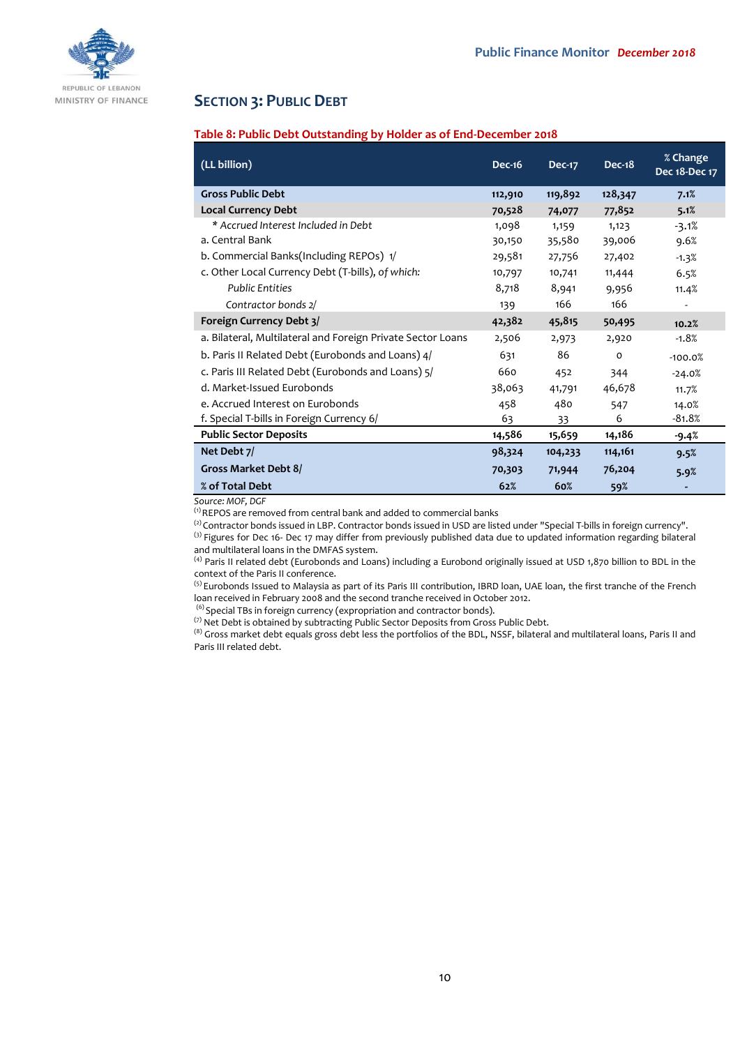## SECTION 3: PUBLIC DEBT

**Table 8: Public Debt Outstanding by Holder as of End-December 2018**

| (LL billion) | Dec-16 | Dec-17 | Dec-18 | % Change Dec 18-Dec 17 |
|---|---|---|---|---|
| **Gross Public Debt** | **112,910** | **119,892** | **128,347** | **7.1%** |
| **Local Currency Debt** | **70,528** | **74,077** | **77,852** | **5.1%** |
| *\* Accrued Interest Included in Debt* | 1,098 | 1,159 | 1,123 | -3.1% |
| a. Central Bank | 30,150 | 35,580 | 39,006 | 9.6% |
| b. Commercial Banks(Including REPOs) 1/ | 29,581 | 27,756 | 27,402 | -1.3% |
| c. Other Local Currency Debt (T-bills), *of which:* | 10,797 | 10,741 | 11,444 | 6.5% |
| *Public Entities* | 8,718 | 8,941 | 9,956 | 11.4% |
| *Contractor bonds 2/* | 139 | 166 | 166 | - |
| **Foreign Currency Debt 3/** | **42,382** | **45,815** | **50,495** | **10.2%** |
| a. Bilateral, Multilateral and Foreign Private Sector Loans | 2,506 | 2,973 | 2,920 | -1.8% |
| b. Paris II Related Debt (Eurobonds and Loans) 4/ | 631 | 86 | 0 | -100.0% |
| c. Paris III Related Debt (Eurobonds and Loans) 5/ | 660 | 452 | 344 | -24.0% |
| d. Market-Issued Eurobonds | 38,063 | 41,791 | 46,678 | 11.7% |
| e. Accrued Interest on Eurobonds | 458 | 480 | 547 | 14.0% |
| f. Special T-bills in Foreign Currency 6/ | 63 | 33 | 6 | -81.8% |
| **Public Sector Deposits** | **14,586** | **15,659** | **14,186** | **-9.4%** |
| **Net Debt 7/** | **98,324** | **104,233** | **114,161** | **9.5%** |
| **Gross Market Debt 8/** | **70,303** | **71,944** | **76,204** | **5.9%** |
| **% of Total Debt** | **62%** | **60%** | **59%** | **-** |

*Source: MOF, DGF*

(1) REPOS are removed from central bank and added to commercial banks

(2) Contractor bonds issued in LBP. Contractor bonds issued in USD are listed under "Special T-bills in foreign currency".

(3) Figures for Dec 16- Dec 17 may differ from previously published data due to updated information regarding bilateral and multilateral loans in the DMFAS system.

(4) Paris II related debt (Eurobonds and Loans) including a Eurobond originally issued at USD 1,870 billion to BDL in the context of the Paris II conference.

(5) Eurobonds Issued to Malaysia as part of its Paris III contribution, IBRD loan, UAE loan, the first tranche of the French loan received in February 2008 and the second tranche received in October 2012.

(6) Special TBs in foreign currency (expropriation and contractor bonds).

(7) Net Debt is obtained by subtracting Public Sector Deposits from Gross Public Debt.

(8) Gross market debt equals gross debt less the portfolios of the BDL, NSSF, bilateral and multilateral loans, Paris II and Paris III related debt.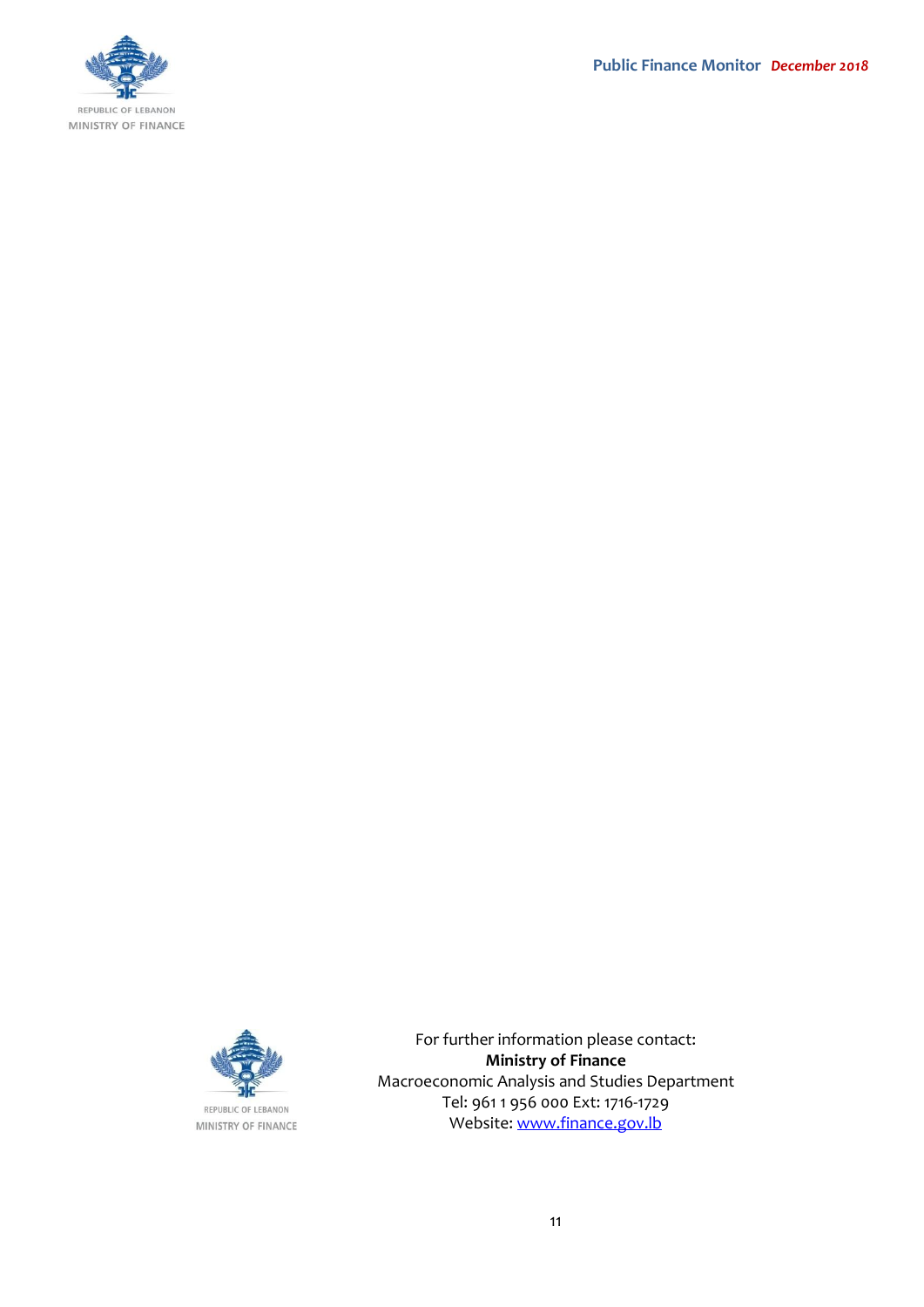REPUBLIC OF LEBANON
MINISTRY OF FINANCE

For further information please contact:
**Ministry of Finance**
Macroeconomic Analysis and Studies Department
Tel: 961 1 956 000 Ext: 1716-1729
Website: [www.finance.gov.lb](http://www.finance.gov.lb)